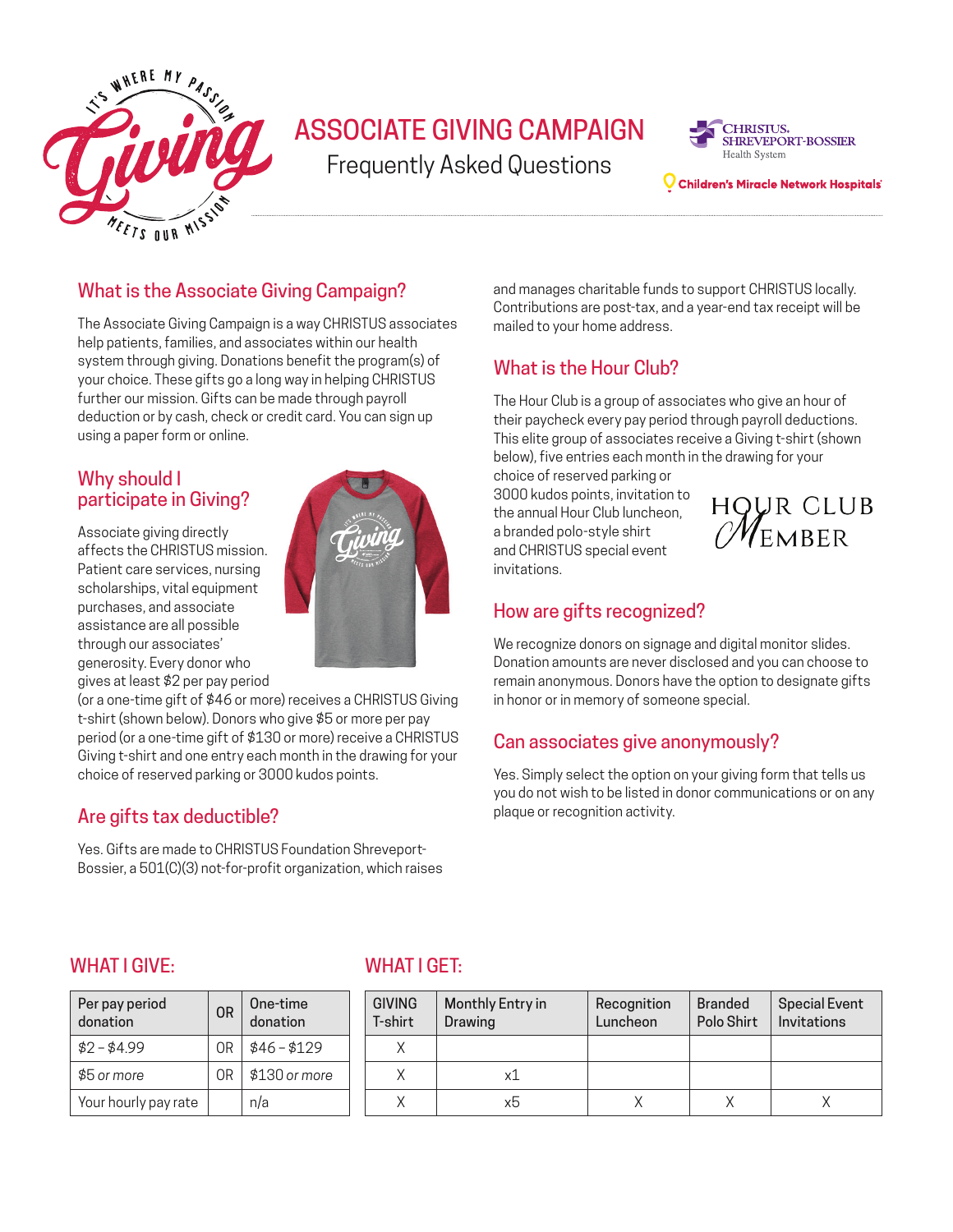# ASSOCIATE GIVING CAMPAIGN

Frequently Asked Questions

CHRISTUS. SHREVEPORT-BOSSIER Health System

Children's Miracle Network Hospitals

## What is the Associate Giving Campaign?

The Associate Giving Campaign is a way CHRISTUS associates help patients, families, and associates within our health system through giving. Donations benefit the program(s) of your choice. These gifts go a long way in helping CHRISTUS further our mission. Gifts can be made through payroll deduction or by cash, check or credit card. You can sign up using a paper form or online.

## Why should I participate in Giving?

Associate giving directly affects the CHRISTUS mission. Patient care services, nursing scholarships, vital equipment purchases, and associate assistance are all possible through our associates' generosity. Every donor who gives at least $2 per pay period (or a one-time gift of $46 or more) receives a CHRISTUS Giving t-shirt (shown below). Donors who give $5 or more per pay period (or a one-time gift of $130 or more) receive a CHRISTUS Giving t-shirt and one entry each month in the drawing for your choice of reserved parking or 3000 kudos points.

## Are gifts tax deductible?

Yes. Gifts are made to CHRISTUS Foundation Shreveport-Bossier, a 501(C)(3) not-for-profit organization, which raises and manages charitable funds to support CHRISTUS locally. Contributions are post-tax, and a year-end tax receipt will be mailed to your home address.

## What is the Hour Club?

The Hour Club is a group of associates who give an hour of their paycheck every pay period through payroll deductions. This elite group of associates receive a Giving t-shirt (shown below), five entries each month in the drawing for your choice of reserved parking or 3000 kudos points, invitation to the annual Hour Club luncheon, a branded polo-style shirt and CHRISTUS special event invitations.

HOUR CLUB MEMBER

## How are gifts recognized?

We recognize donors on signage and digital monitor slides. Donation amounts are never disclosed and you can choose to remain anonymous. Donors have the option to designate gifts in honor or in memory of someone special.

## Can associates give anonymously?

Yes. Simply select the option on your giving form that tells us you do not wish to be listed in donor communications or on any plaque or recognition activity.

## WHAT I GIVE:

| Per pay period donation | OR | One-time donation |
|---|---|---|
| $2 – $4.99 | OR | $46 – $129 |
| $5 *or more* | OR | $130 *or more* |
| Your hourly pay rate | | n/a |

## WHAT I GET:

| GIVING T-shirt | Monthly Entry in Drawing | Recognition Luncheon | Branded Polo Shirt | Special Event Invitations |
|---|---|---|---|---|
| X | | | | |
| X | x1 | | | |
| X | x5 | X | X | X |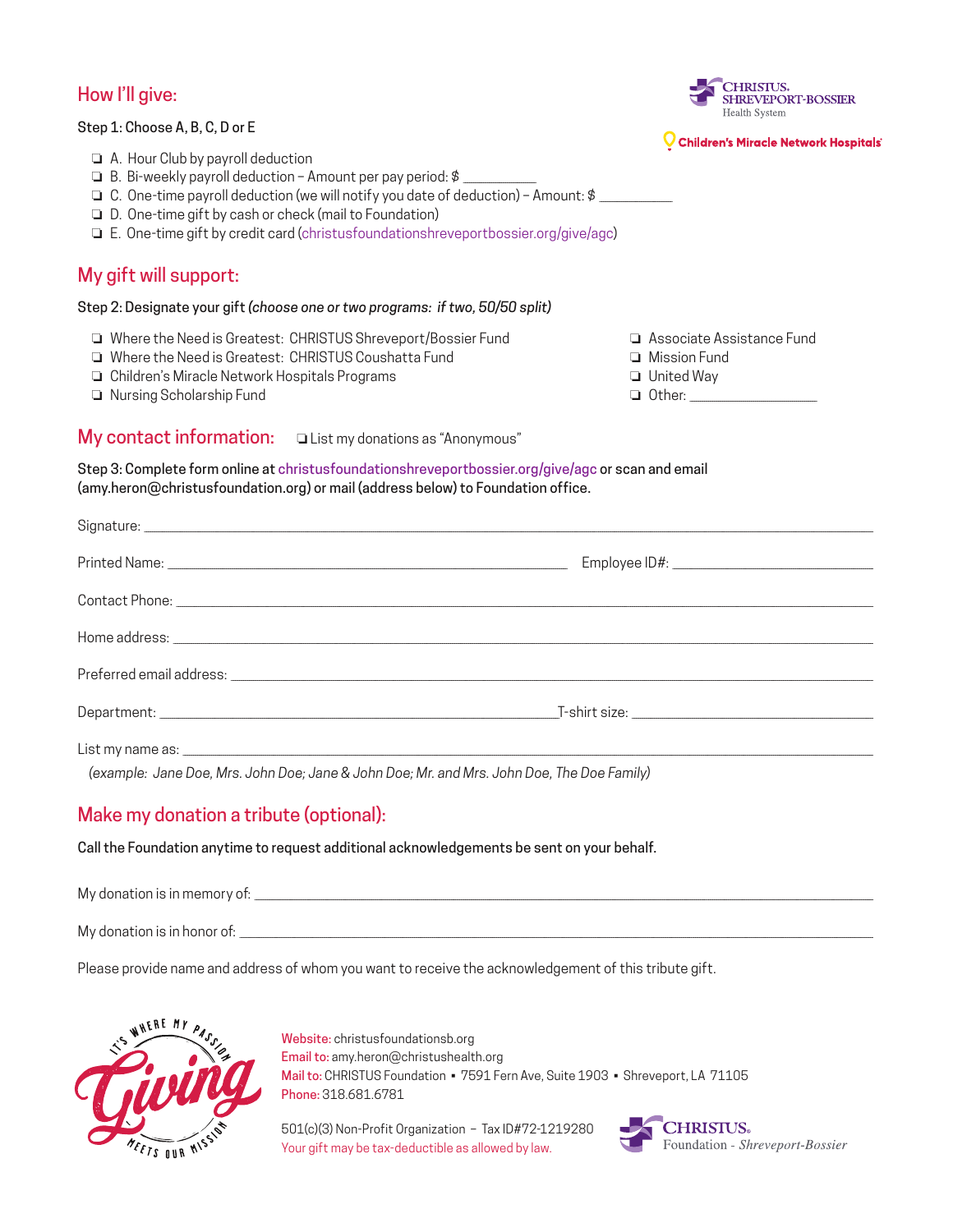## How I'll give:

CHRISTUS. SHREVEPORT-BOSSIER Health System

Children's Miracle Network Hospitals

**Step 1: Choose A, B, C, D or E**

- ❏ A. Hour Club by payroll deduction
- ❏ B. Bi-weekly payroll deduction – Amount per pay period: $ __________
- ❏ C. One-time payroll deduction (we will notify you date of deduction) – Amount: $ __________
- ❏ D. One-time gift by cash or check (mail to Foundation)
- ❏ E. One-time gift by credit card (christusfoundationshreveportbossier.org/give/agc)

## My gift will support:

**Step 2: Designate your gift** ***(choose one or two programs: if two, 50/50 split)***

- ❏ Where the Need is Greatest: CHRISTUS Shreveport/Bossier Fund
- ❏ Where the Need is Greatest: CHRISTUS Coushatta Fund
- ❏ Children's Miracle Network Hospitals Programs
- ❏ Nursing Scholarship Fund
- ❏ Associate Assistance Fund
- ❏ Mission Fund
- ❏ United Way
- ❏ Other: __________________

## My contact information:

❏ List my donations as "Anonymous"

**Step 3: Complete form online at christusfoundationshreveportbossier.org/give/agc or scan and email (amy.heron@christusfoundation.org) or mail (address below) to Foundation office.**

Signature: ______________________________________________

Printed Name: ______________________________ Employee ID#: ____________________

Contact Phone: ______________________________________________

Home address: ______________________________________________

Preferred email address: ______________________________________________

Department: ______________________________ T-shirt size: ____________________

List my name as: ______________________________________________

*(example: Jane Doe, Mrs. John Doe; Jane & John Doe; Mr. and Mrs. John Doe, The Doe Family)*

## Make my donation a tribute (optional):

**Call the Foundation anytime to request additional acknowledgements be sent on your behalf.**

My donation is in memory of: ______________________________________________

My donation is in honor of: ______________________________________________

Please provide name and address of whom you want to receive the acknowledgement of this tribute gift.

It's Where My Passion Giving Meets Our Mission

Website: christusfoundationsb.org
Email to: amy.heron@christushealth.org
Mail to: CHRISTUS Foundation ▪ 7591 Fern Ave, Suite 1903 ▪ Shreveport, LA 71105
Phone: 318.681.6781

501(c)(3) Non-Profit Organization – Tax ID#72-1219280
Your gift may be tax-deductible as allowed by law.

CHRISTUS. Foundation - *Shreveport-Bossier*